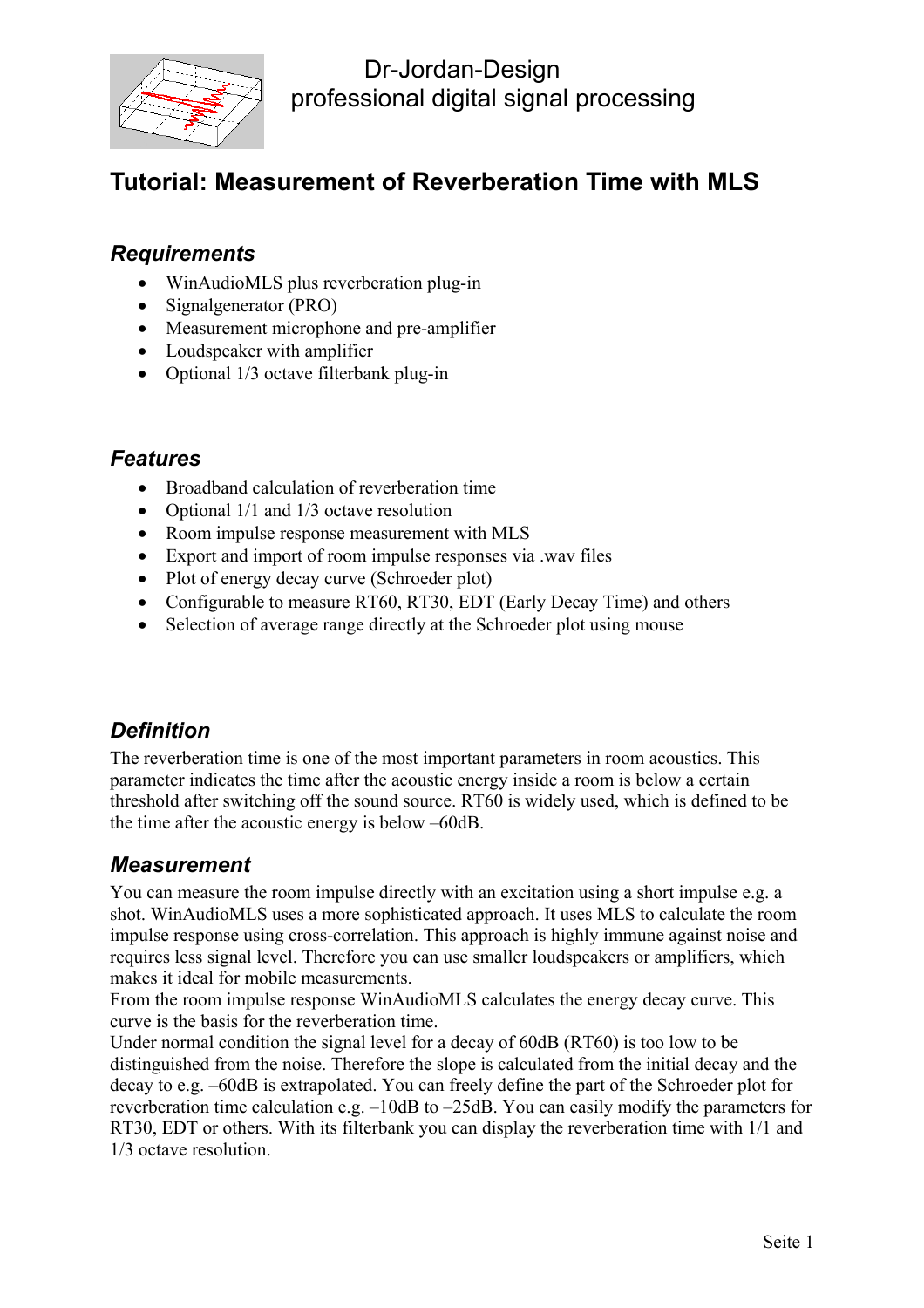Dr-Jordan-Design
professional digital signal processing

# Tutorial: Measurement of Reverberation Time with MLS

## *Requirements*

- WinAudioMLS plus reverberation plug-in
- Signalgenerator (PRO)
- Measurement microphone and pre-amplifier
- Loudspeaker with amplifier
- Optional 1/3 octave filterbank plug-in

## *Features*

- Broadband calculation of reverberation time
- Optional 1/1 and 1/3 octave resolution
- Room impulse response measurement with MLS
- Export and import of room impulse responses via .wav files
- Plot of energy decay curve (Schroeder plot)
- Configurable to measure RT60, RT30, EDT (Early Decay Time) and others
- Selection of average range directly at the Schroeder plot using mouse

## *Definition*

The reverberation time is one of the most important parameters in room acoustics. This parameter indicates the time after the acoustic energy inside a room is below a certain threshold after switching off the sound source. RT60 is widely used, which is defined to be the time after the acoustic energy is below –60dB.

## *Measurement*

You can measure the room impulse directly with an excitation using a short impulse e.g. a shot. WinAudioMLS uses a more sophisticated approach. It uses MLS to calculate the room impulse response using cross-correlation. This approach is highly immune against noise and requires less signal level. Therefore you can use smaller loudspeakers or amplifiers, which makes it ideal for mobile measurements.
From the room impulse response WinAudioMLS calculates the energy decay curve. This curve is the basis for the reverberation time.
Under normal condition the signal level for a decay of 60dB (RT60) is too low to be distinguished from the noise. Therefore the slope is calculated from the initial decay and the decay to e.g. –60dB is extrapolated. You can freely define the part of the Schroeder plot for reverberation time calculation e.g. –10dB to –25dB. You can easily modify the parameters for RT30, EDT or others. With its filterbank you can display the reverberation time with 1/1 and 1/3 octave resolution.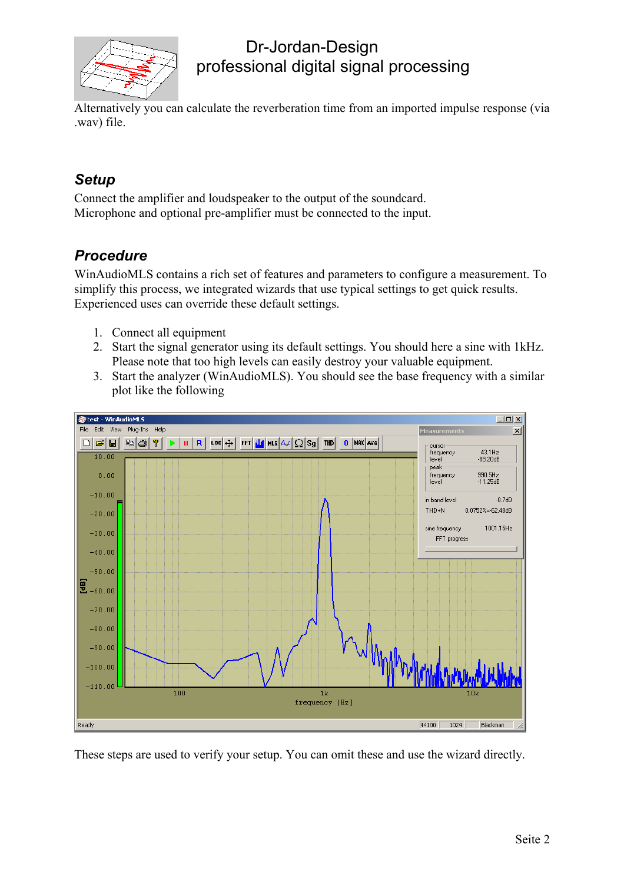Alternatively you can calculate the reverberation time from an imported impulse response (via .wav) file.

## Setup

Connect the amplifier and loudspeaker to the output of the soundcard.
Microphone and optional pre-amplifier must be connected to the input.

## Procedure

WinAudioMLS contains a rich set of features and parameters to configure a measurement. To simplify this process, we integrated wizards that use typical settings to get quick results. Experienced uses can override these default settings.

1. Connect all equipment
2. Start the signal generator using its default settings. You should here a sine with 1kHz. Please note that too high levels can easily destroy your valuable equipment.
3. Start the analyzer (WinAudioMLS). You should see the base frequency with a similar plot like the following

These steps are used to verify your setup. You can omit these and use the wizard directly.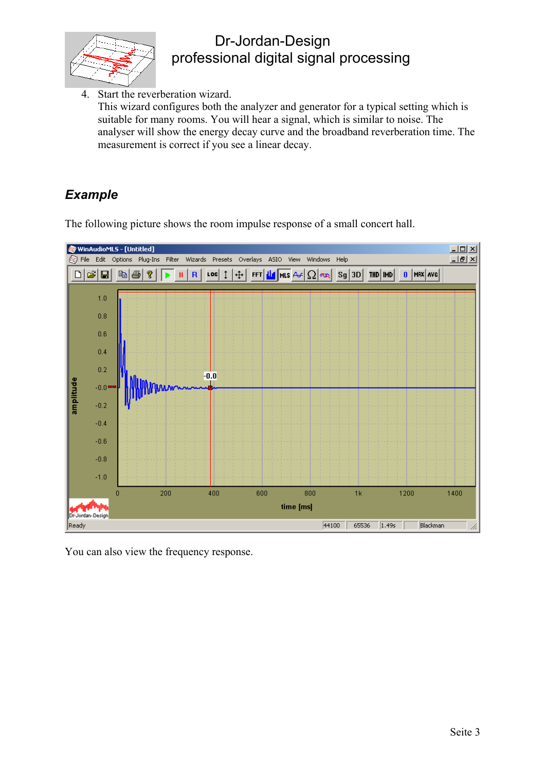4. Start the reverberation wizard.
   This wizard configures both the analyzer and generator for a typical setting which is suitable for many rooms. You will hear a signal, which is similar to noise. The analyser will show the energy decay curve and the broadband reverberation time. The measurement is correct if you see a linear decay.

## *Example*

The following picture shows the room impulse response of a small concert hall.

You can also view the frequency response.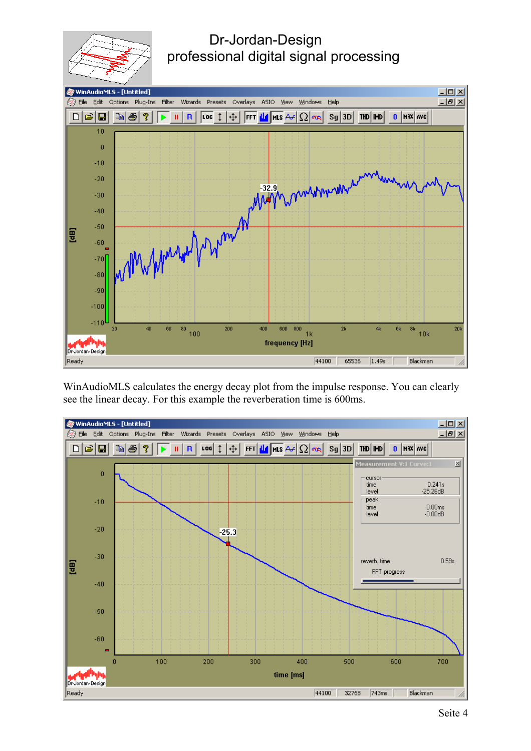WinAudioMLS calculates the energy decay plot from the impulse response. You can clearly see the linear decay. For this example the reverberation time is 600ms.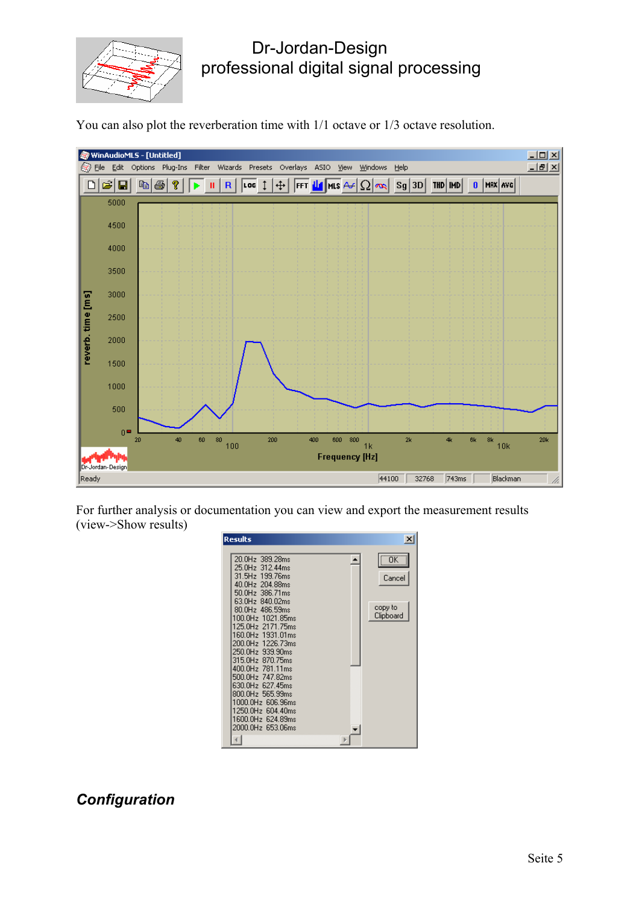You can also plot the reverberation time with 1/1 octave or 1/3 octave resolution.

For further analysis or documentation you can view and export the measurement results (view->Show results)

## *Configuration*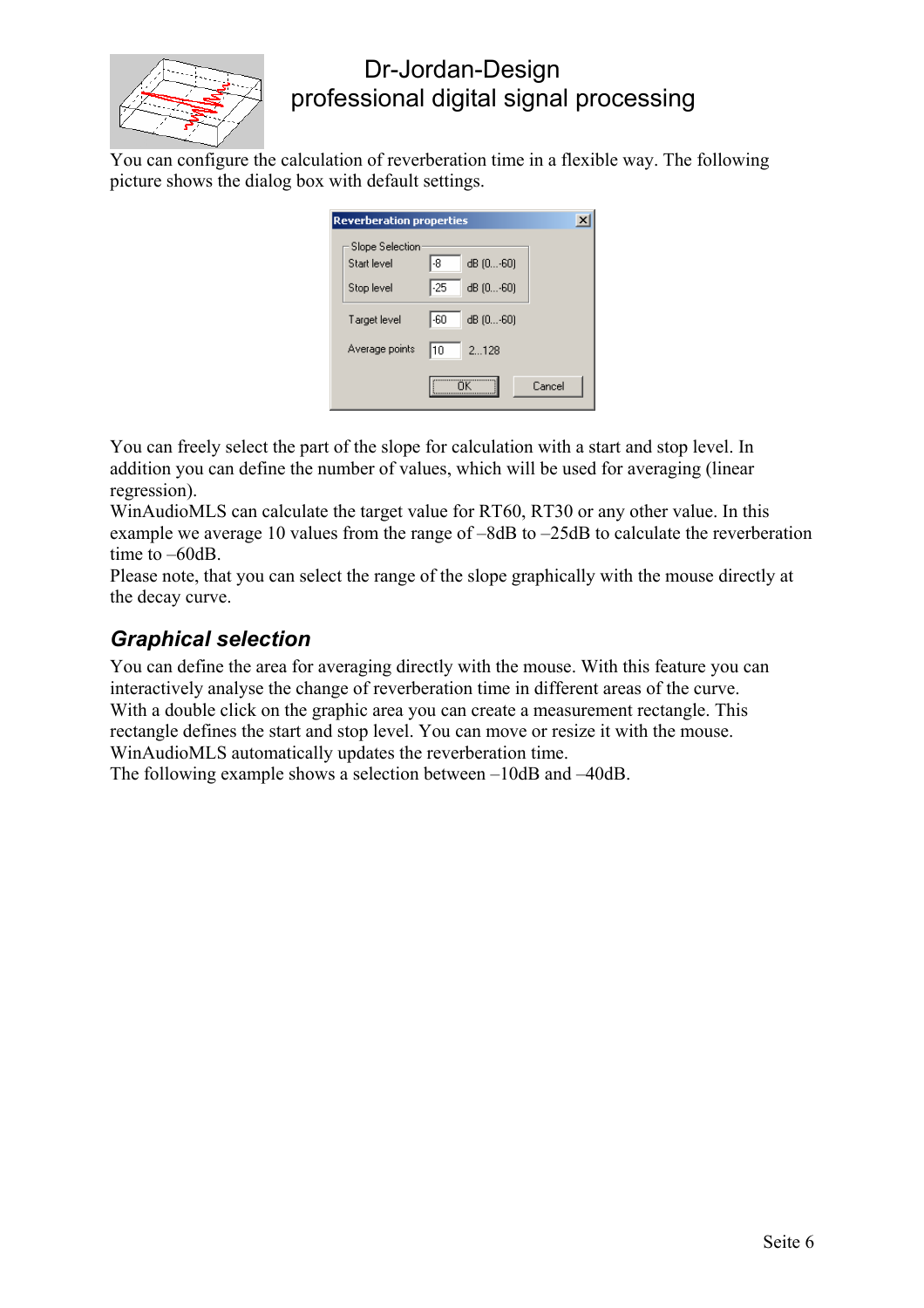You can configure the calculation of reverberation time in a flexible way. The following picture shows the dialog box with default settings.

You can freely select the part of the slope for calculation with a start and stop level. In addition you can define the number of values, which will be used for averaging (linear regression).
WinAudioMLS can calculate the target value for RT60, RT30 or any other value. In this example we average 10 values from the range of –8dB to –25dB to calculate the reverberation time to –60dB.
Please note, that you can select the range of the slope graphically with the mouse directly at the decay curve.

## *Graphical selection*

You can define the area for averaging directly with the mouse. With this feature you can interactively analyse the change of reverberation time in different areas of the curve.
With a double click on the graphic area you can create a measurement rectangle. This rectangle defines the start and stop level. You can move or resize it with the mouse.
WinAudioMLS automatically updates the reverberation time.
The following example shows a selection between –10dB and –40dB.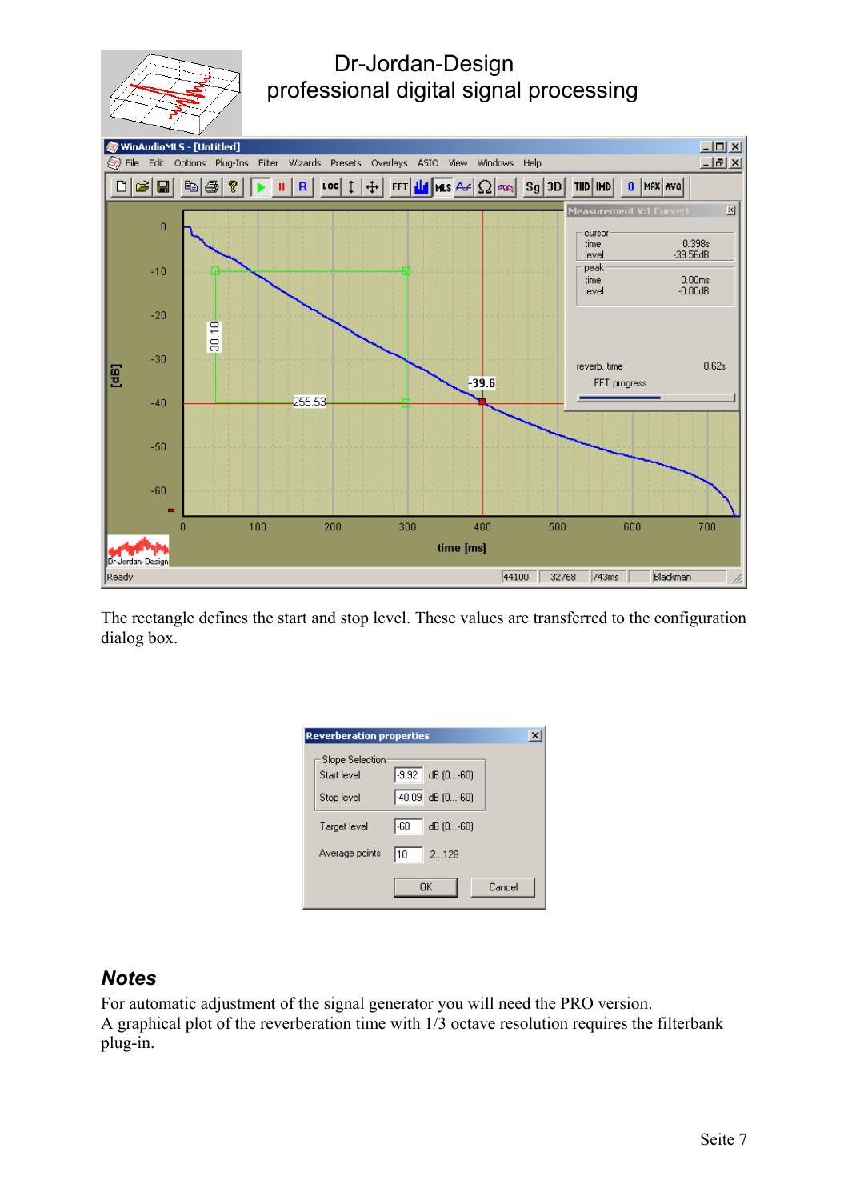Dr-Jordan-Design
professional digital signal processing

The rectangle defines the start and stop level. These values are transferred to the configuration dialog box.

## *Notes*

For automatic adjustment of the signal generator you will need the PRO version.
A graphical plot of the reverberation time with 1/3 octave resolution requires the filterbank plug-in.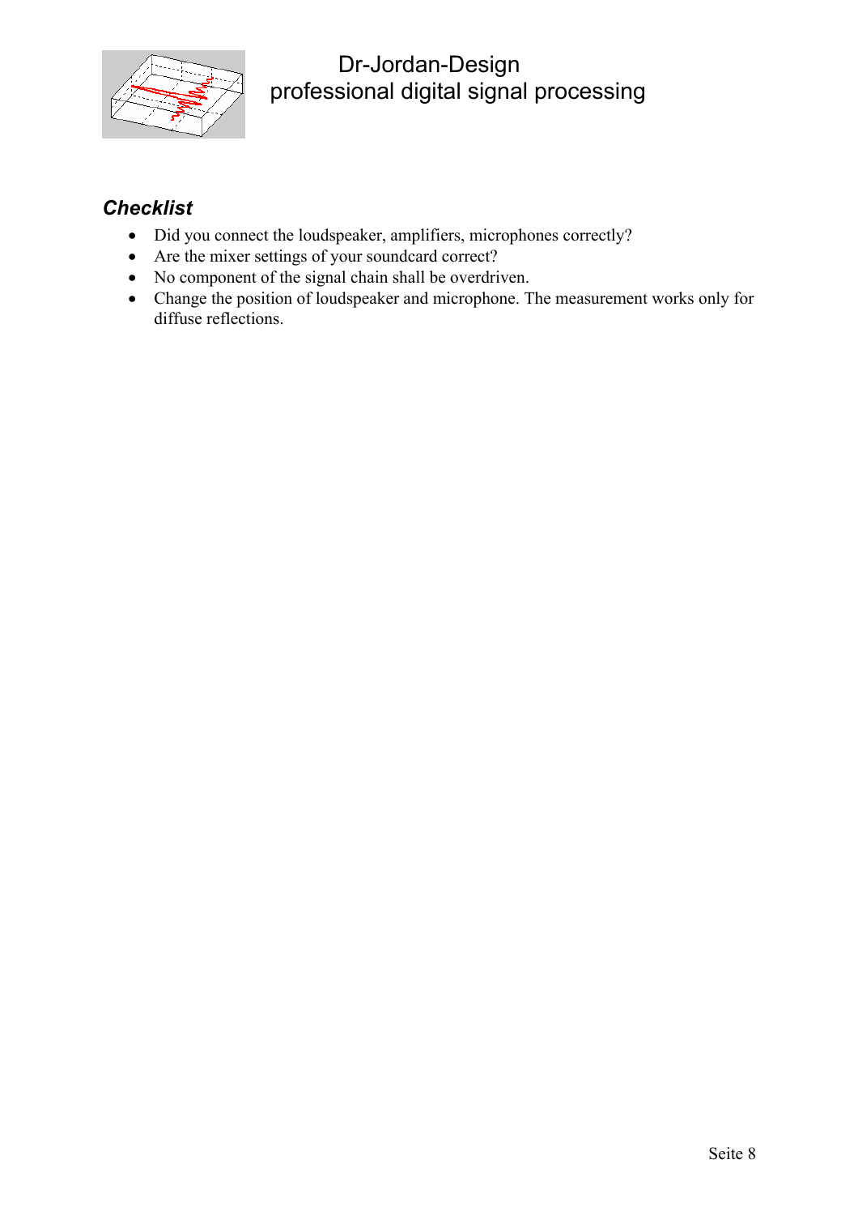### *Checklist*

- Did you connect the loudspeaker, amplifiers, microphones correctly?
- Are the mixer settings of your soundcard correct?
- No component of the signal chain shall be overdriven.
- Change the position of loudspeaker and microphone. The measurement works only for diffuse reflections.